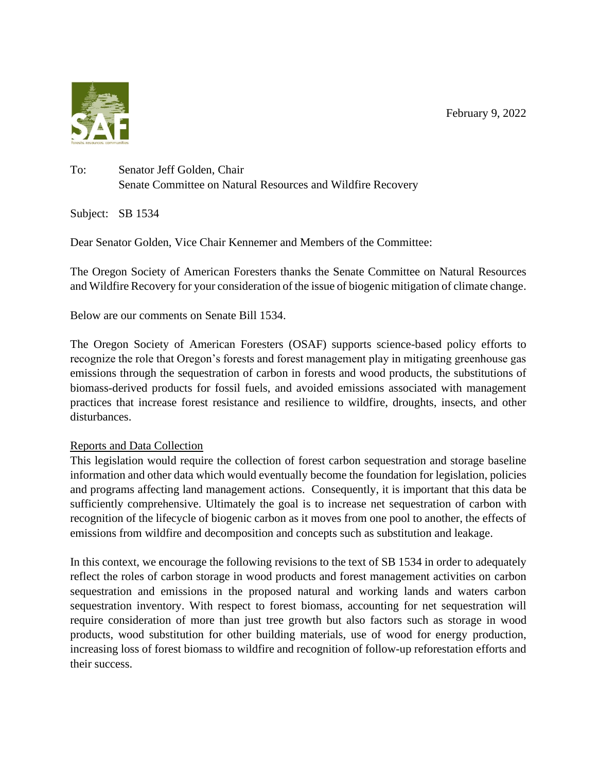February 9, 2022

To: Senator Jeff Golden, Chair
Senate Committee on Natural Resources and Wildfire Recovery

Subject: SB 1534

Dear Senator Golden, Vice Chair Kennemer and Members of the Committee:

The Oregon Society of American Foresters thanks the Senate Committee on Natural Resources and Wildfire Recovery for your consideration of the issue of biogenic mitigation of climate change.

Below are our comments on Senate Bill 1534.

The Oregon Society of American Foresters (OSAF) supports science-based policy efforts to recognize the role that Oregon's forests and forest management play in mitigating greenhouse gas emissions through the sequestration of carbon in forests and wood products, the substitutions of biomass-derived products for fossil fuels, and avoided emissions associated with management practices that increase forest resistance and resilience to wildfire, droughts, insects, and other disturbances.

<u>Reports and Data Collection</u>

This legislation would require the collection of forest carbon sequestration and storage baseline information and other data which would eventually become the foundation for legislation, policies and programs affecting land management actions. Consequently, it is important that this data be sufficiently comprehensive. Ultimately the goal is to increase net sequestration of carbon with recognition of the lifecycle of biogenic carbon as it moves from one pool to another, the effects of emissions from wildfire and decomposition and concepts such as substitution and leakage.

In this context, we encourage the following revisions to the text of SB 1534 in order to adequately reflect the roles of carbon storage in wood products and forest management activities on carbon sequestration and emissions in the proposed natural and working lands and waters carbon sequestration inventory. With respect to forest biomass, accounting for net sequestration will require consideration of more than just tree growth but also factors such as storage in wood products, wood substitution for other building materials, use of wood for energy production, increasing loss of forest biomass to wildfire and recognition of follow-up reforestation efforts and their success.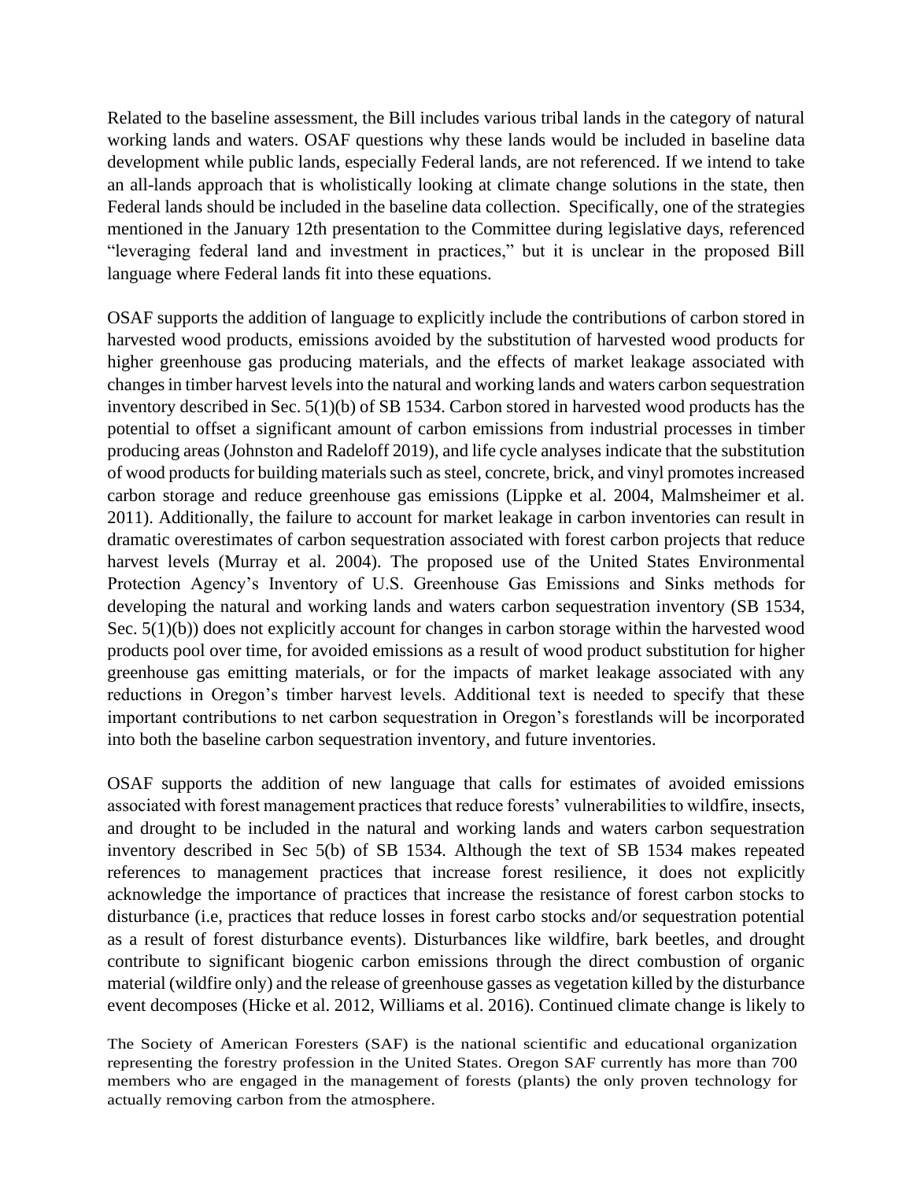Related to the baseline assessment, the Bill includes various tribal lands in the category of natural working lands and waters. OSAF questions why these lands would be included in baseline data development while public lands, especially Federal lands, are not referenced. If we intend to take an all-lands approach that is wholistically looking at climate change solutions in the state, then Federal lands should be included in the baseline data collection. Specifically, one of the strategies mentioned in the January 12th presentation to the Committee during legislative days, referenced "leveraging federal land and investment in practices," but it is unclear in the proposed Bill language where Federal lands fit into these equations.

OSAF supports the addition of language to explicitly include the contributions of carbon stored in harvested wood products, emissions avoided by the substitution of harvested wood products for higher greenhouse gas producing materials, and the effects of market leakage associated with changes in timber harvest levels into the natural and working lands and waters carbon sequestration inventory described in Sec. 5(1)(b) of SB 1534. Carbon stored in harvested wood products has the potential to offset a significant amount of carbon emissions from industrial processes in timber producing areas (Johnston and Radeloff 2019), and life cycle analyses indicate that the substitution of wood products for building materials such as steel, concrete, brick, and vinyl promotes increased carbon storage and reduce greenhouse gas emissions (Lippke et al. 2004, Malmsheimer et al. 2011). Additionally, the failure to account for market leakage in carbon inventories can result in dramatic overestimates of carbon sequestration associated with forest carbon projects that reduce harvest levels (Murray et al. 2004). The proposed use of the United States Environmental Protection Agency's Inventory of U.S. Greenhouse Gas Emissions and Sinks methods for developing the natural and working lands and waters carbon sequestration inventory (SB 1534, Sec. 5(1)(b)) does not explicitly account for changes in carbon storage within the harvested wood products pool over time, for avoided emissions as a result of wood product substitution for higher greenhouse gas emitting materials, or for the impacts of market leakage associated with any reductions in Oregon's timber harvest levels. Additional text is needed to specify that these important contributions to net carbon sequestration in Oregon's forestlands will be incorporated into both the baseline carbon sequestration inventory, and future inventories.

OSAF supports the addition of new language that calls for estimates of avoided emissions associated with forest management practices that reduce forests' vulnerabilities to wildfire, insects, and drought to be included in the natural and working lands and waters carbon sequestration inventory described in Sec 5(b) of SB 1534. Although the text of SB 1534 makes repeated references to management practices that increase forest resilience, it does not explicitly acknowledge the importance of practices that increase the resistance of forest carbon stocks to disturbance (i.e, practices that reduce losses in forest carbo stocks and/or sequestration potential as a result of forest disturbance events). Disturbances like wildfire, bark beetles, and drought contribute to significant biogenic carbon emissions through the direct combustion of organic material (wildfire only) and the release of greenhouse gasses as vegetation killed by the disturbance event decomposes (Hicke et al. 2012, Williams et al. 2016). Continued climate change is likely to

The Society of American Foresters (SAF) is the national scientific and educational organization representing the forestry profession in the United States. Oregon SAF currently has more than 700 members who are engaged in the management of forests (plants) the only proven technology for actually removing carbon from the atmosphere.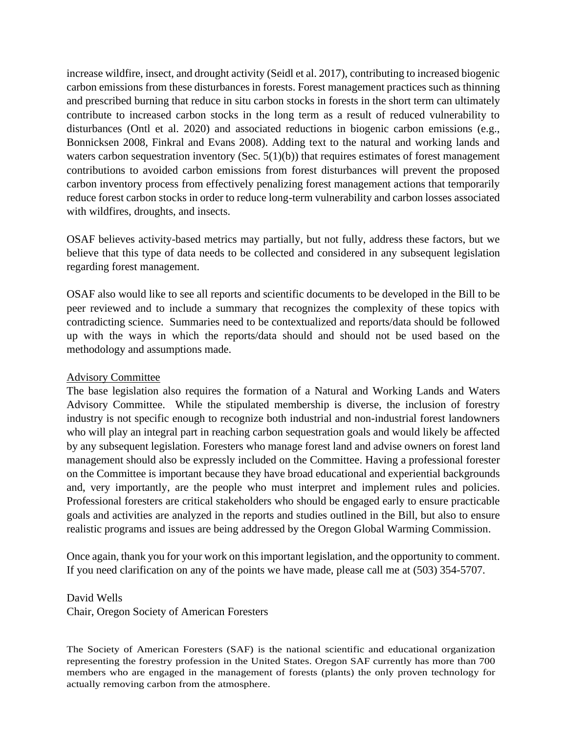increase wildfire, insect, and drought activity (Seidl et al. 2017), contributing to increased biogenic carbon emissions from these disturbances in forests. Forest management practices such as thinning and prescribed burning that reduce in situ carbon stocks in forests in the short term can ultimately contribute to increased carbon stocks in the long term as a result of reduced vulnerability to disturbances (Ontl et al. 2020) and associated reductions in biogenic carbon emissions (e.g., Bonnicksen 2008, Finkral and Evans 2008). Adding text to the natural and working lands and waters carbon sequestration inventory (Sec. 5(1)(b)) that requires estimates of forest management contributions to avoided carbon emissions from forest disturbances will prevent the proposed carbon inventory process from effectively penalizing forest management actions that temporarily reduce forest carbon stocks in order to reduce long-term vulnerability and carbon losses associated with wildfires, droughts, and insects.

OSAF believes activity-based metrics may partially, but not fully, address these factors, but we believe that this type of data needs to be collected and considered in any subsequent legislation regarding forest management.

OSAF also would like to see all reports and scientific documents to be developed in the Bill to be peer reviewed and to include a summary that recognizes the complexity of these topics with contradicting science. Summaries need to be contextualized and reports/data should be followed up with the ways in which the reports/data should and should not be used based on the methodology and assumptions made.

<u>Advisory Committee</u>

The base legislation also requires the formation of a Natural and Working Lands and Waters Advisory Committee. While the stipulated membership is diverse, the inclusion of forestry industry is not specific enough to recognize both industrial and non-industrial forest landowners who will play an integral part in reaching carbon sequestration goals and would likely be affected by any subsequent legislation. Foresters who manage forest land and advise owners on forest land management should also be expressly included on the Committee. Having a professional forester on the Committee is important because they have broad educational and experiential backgrounds and, very importantly, are the people who must interpret and implement rules and policies. Professional foresters are critical stakeholders who should be engaged early to ensure practicable goals and activities are analyzed in the reports and studies outlined in the Bill, but also to ensure realistic programs and issues are being addressed by the Oregon Global Warming Commission.

Once again, thank you for your work on this important legislation, and the opportunity to comment. If you need clarification on any of the points we have made, please call me at (503) 354-5707.

David Wells
Chair, Oregon Society of American Foresters

The Society of American Foresters (SAF) is the national scientific and educational organization representing the forestry profession in the United States. Oregon SAF currently has more than 700 members who are engaged in the management of forests (plants) the only proven technology for actually removing carbon from the atmosphere.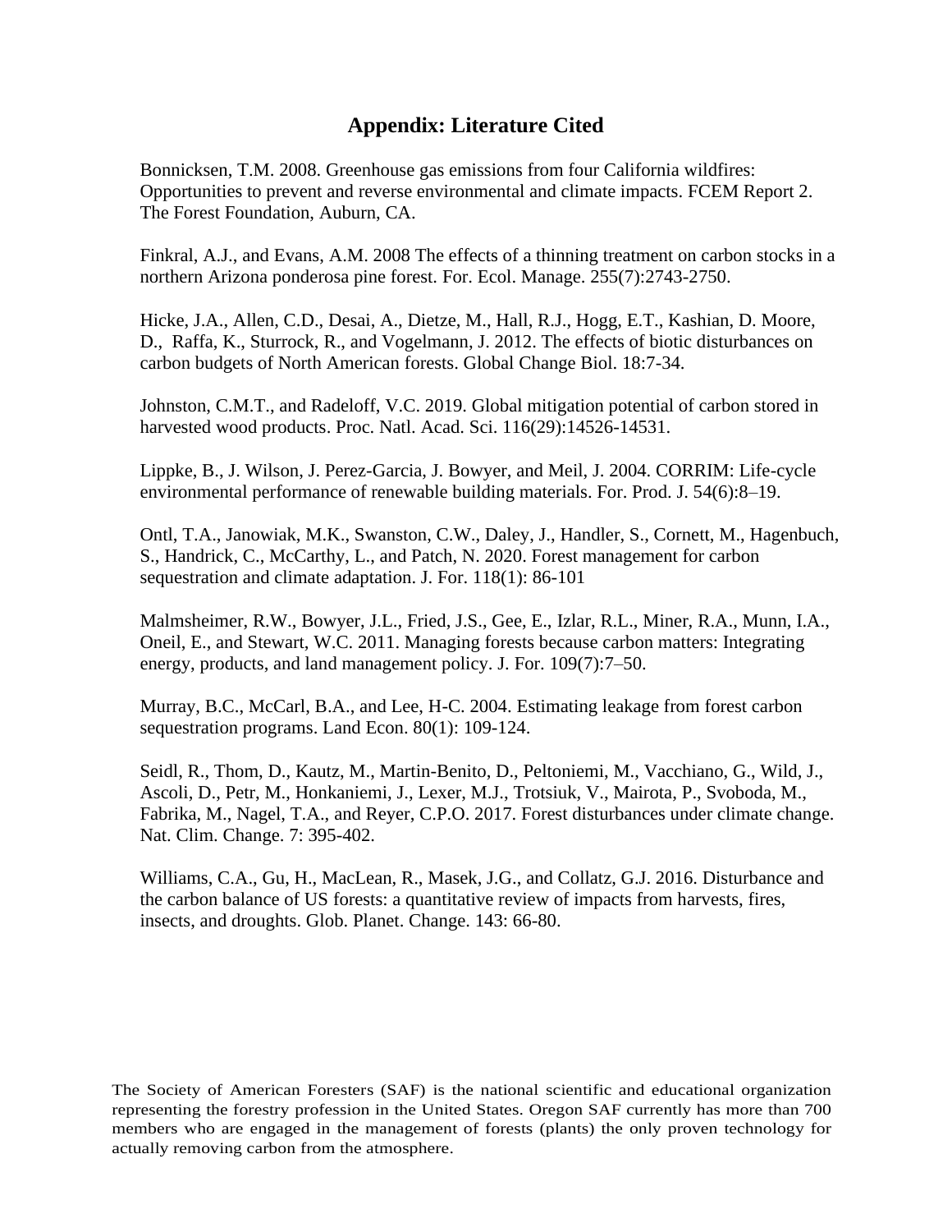# Appendix: Literature Cited

Bonnicksen, T.M. 2008. Greenhouse gas emissions from four California wildfires: Opportunities to prevent and reverse environmental and climate impacts. FCEM Report 2. The Forest Foundation, Auburn, CA.

Finkral, A.J., and Evans, A.M. 2008 The effects of a thinning treatment on carbon stocks in a northern Arizona ponderosa pine forest. For. Ecol. Manage. 255(7):2743-2750.

Hicke, J.A., Allen, C.D., Desai, A., Dietze, M., Hall, R.J., Hogg, E.T., Kashian, D. Moore, D., Raffa, K., Sturrock, R., and Vogelmann, J. 2012. The effects of biotic disturbances on carbon budgets of North American forests. Global Change Biol. 18:7-34.

Johnston, C.M.T., and Radeloff, V.C. 2019. Global mitigation potential of carbon stored in harvested wood products. Proc. Natl. Acad. Sci. 116(29):14526-14531.

Lippke, B., J. Wilson, J. Perez-Garcia, J. Bowyer, and Meil, J. 2004. CORRIM: Life-cycle environmental performance of renewable building materials. For. Prod. J. 54(6):8–19.

Ontl, T.A., Janowiak, M.K., Swanston, C.W., Daley, J., Handler, S., Cornett, M., Hagenbuch, S., Handrick, C., McCarthy, L., and Patch, N. 2020. Forest management for carbon sequestration and climate adaptation. J. For. 118(1): 86-101

Malmsheimer, R.W., Bowyer, J.L., Fried, J.S., Gee, E., Izlar, R.L., Miner, R.A., Munn, I.A., Oneil, E., and Stewart, W.C. 2011. Managing forests because carbon matters: Integrating energy, products, and land management policy. J. For. 109(7):7–50.

Murray, B.C., McCarl, B.A., and Lee, H-C. 2004. Estimating leakage from forest carbon sequestration programs. Land Econ. 80(1): 109-124.

Seidl, R., Thom, D., Kautz, M., Martin-Benito, D., Peltoniemi, M., Vacchiano, G., Wild, J., Ascoli, D., Petr, M., Honkaniemi, J., Lexer, M.J., Trotsiuk, V., Mairota, P., Svoboda, M., Fabrika, M., Nagel, T.A., and Reyer, C.P.O. 2017. Forest disturbances under climate change. Nat. Clim. Change. 7: 395-402.

Williams, C.A., Gu, H., MacLean, R., Masek, J.G., and Collatz, G.J. 2016. Disturbance and the carbon balance of US forests: a quantitative review of impacts from harvests, fires, insects, and droughts. Glob. Planet. Change. 143: 66-80.

The Society of American Foresters (SAF) is the national scientific and educational organization representing the forestry profession in the United States. Oregon SAF currently has more than 700 members who are engaged in the management of forests (plants) the only proven technology for actually removing carbon from the atmosphere.